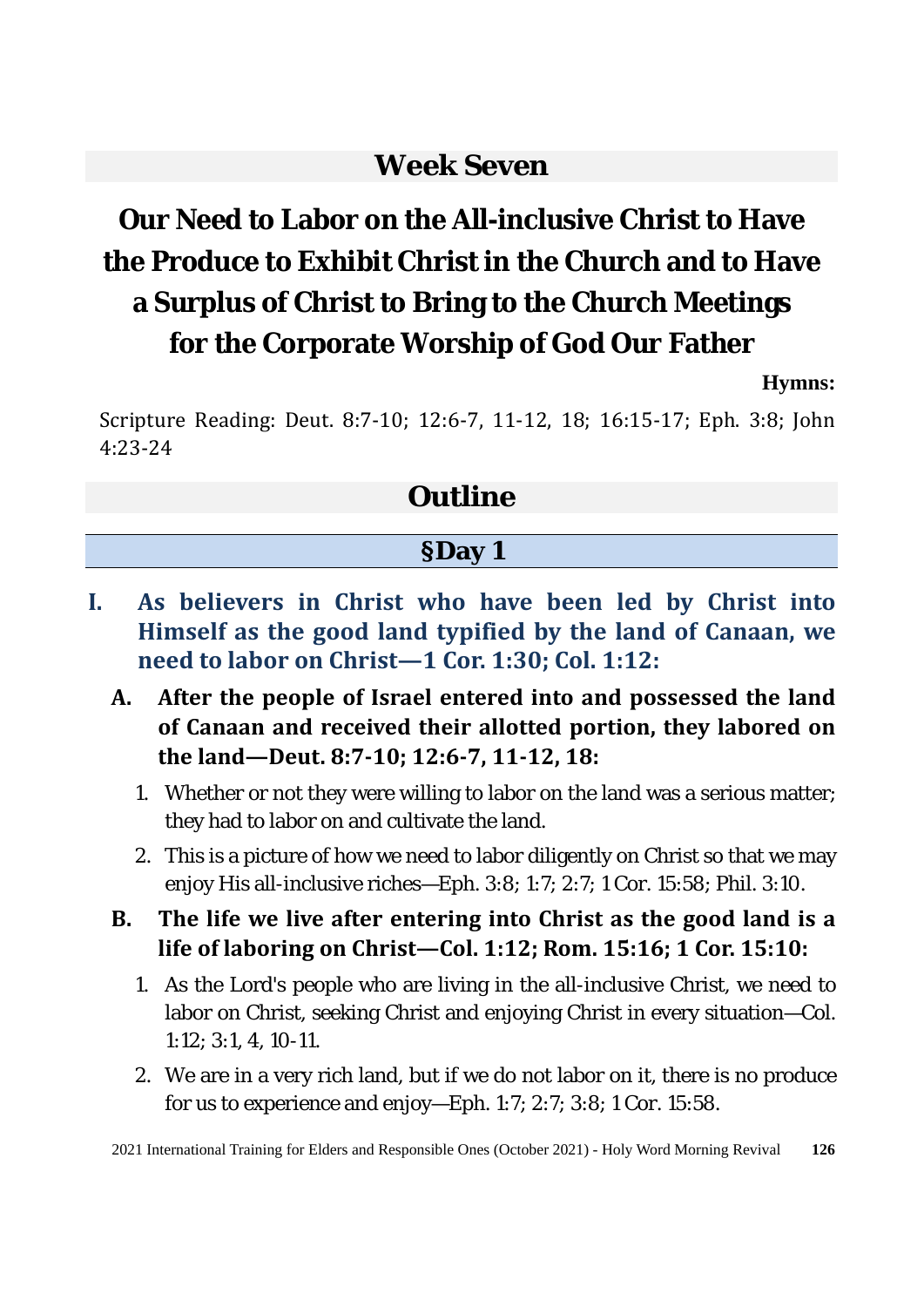## Week Seven

# Our Need to Labor on the All-inclusive Christ to Have the Produce to Exhibit Christ in the Church and to Have a Surplus of Christ to Bring to the Church Meetings for the Corporate Worship of God Our Father

**Hymns:**

Scripture Reading: Deut. 8:7-10; 12:6-7, 11-12, 18; 16:15-17; Eph. 3:8; John 4:23-24

## Outline

### §Day 1

**I. As believers in Christ who have been led by Christ into Himself as the good land typified by the land of Canaan, we need to labor on Christ—1 Cor. 1:30; Col. 1:12:**

**A. After the people of Israel entered into and possessed the land of Canaan and received their allotted portion, they labored on the land—Deut. 8:7-10; 12:6-7, 11-12, 18:**

1. Whether or not they were willing to labor on the land was a serious matter; they had to labor on and cultivate the land.
2. This is a picture of how we need to labor diligently on Christ so that we may enjoy His all-inclusive riches—Eph. 3:8; 1:7; 2:7; 1 Cor. 15:58; Phil. 3:10.

**B. The life we live after entering into Christ as the good land is a life of laboring on Christ—Col. 1:12; Rom. 15:16; 1 Cor. 15:10:**

1. As the Lord's people who are living in the all-inclusive Christ, we need to labor on Christ, seeking Christ and enjoying Christ in every situation—Col. 1:12; 3:1, 4, 10-11.
2. We are in a very rich land, but if we do not labor on it, there is no produce for us to experience and enjoy—Eph. 1:7; 2:7; 3:8; 1 Cor. 15:58.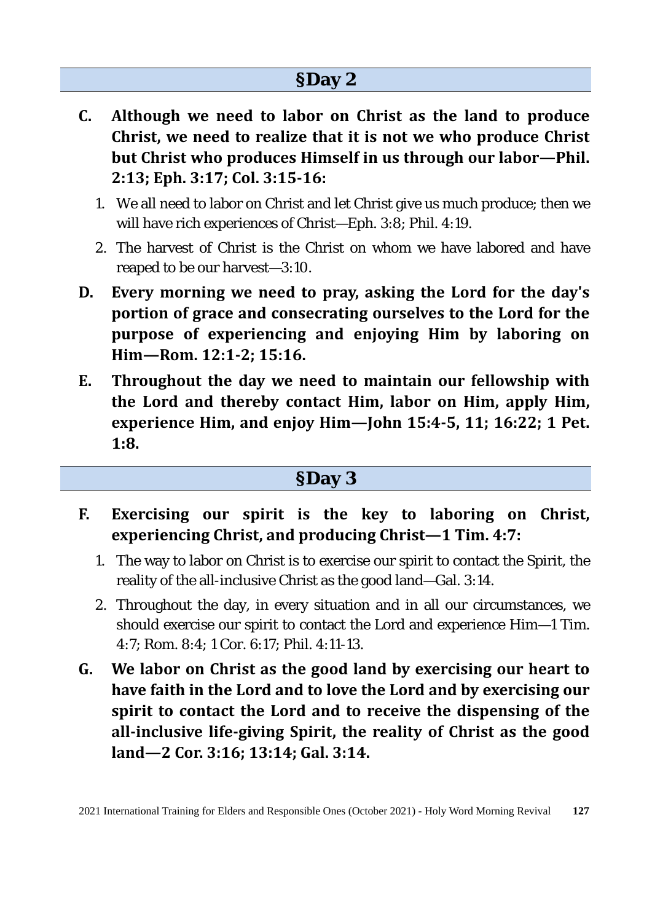## §Day 2

**C. Although we need to labor on Christ as the land to produce Christ, we need to realize that it is not we who produce Christ but Christ who produces Himself in us through our labor—Phil. 2:13; Eph. 3:17; Col. 3:15-16:**

1. We all need to labor on Christ and let Christ give us much produce; then we will have rich experiences of Christ—Eph. 3:8; Phil. 4:19.
2. The harvest of Christ is the Christ on whom we have labored and have reaped to be our harvest—3:10.

**D. Every morning we need to pray, asking the Lord for the day's portion of grace and consecrating ourselves to the Lord for the purpose of experiencing and enjoying Him by laboring on Him—Rom. 12:1-2; 15:16.**

**E. Throughout the day we need to maintain our fellowship with the Lord and thereby contact Him, labor on Him, apply Him, experience Him, and enjoy Him—John 15:4-5, 11; 16:22; 1 Pet. 1:8.**

## §Day 3

**F. Exercising our spirit is the key to laboring on Christ, experiencing Christ, and producing Christ—1 Tim. 4:7:**

1. The way to labor on Christ is to exercise our spirit to contact the Spirit, the reality of the all-inclusive Christ as the good land—Gal. 3:14.
2. Throughout the day, in every situation and in all our circumstances, we should exercise our spirit to contact the Lord and experience Him—1 Tim. 4:7; Rom. 8:4; 1 Cor. 6:17; Phil. 4:11-13.

**G. We labor on Christ as the good land by exercising our heart to have faith in the Lord and to love the Lord and by exercising our spirit to contact the Lord and to receive the dispensing of the all-inclusive life-giving Spirit, the reality of Christ as the good land—2 Cor. 3:16; 13:14; Gal. 3:14.**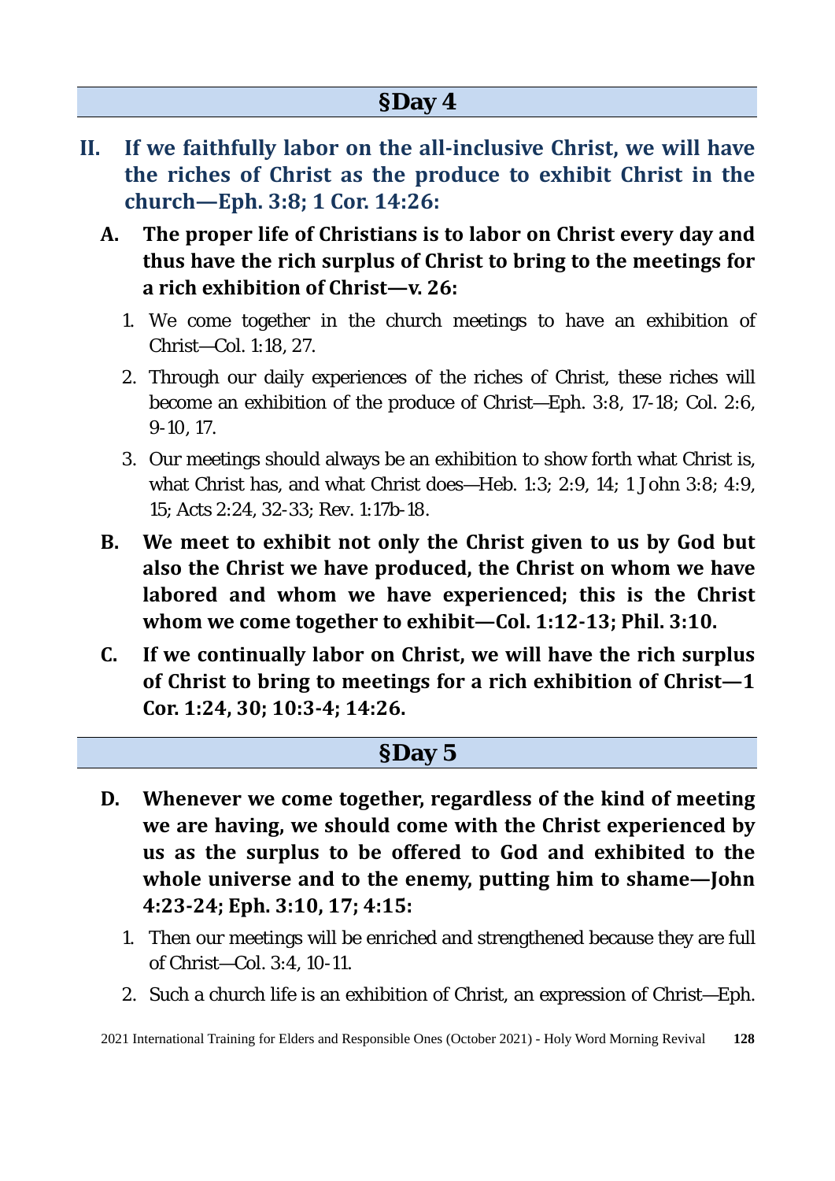## §Day 4

**II. If we faithfully labor on the all-inclusive Christ, we will have the riches of Christ as the produce to exhibit Christ in the church—Eph. 3:8; 1 Cor. 14:26:**

**A. The proper life of Christians is to labor on Christ every day and thus have the rich surplus of Christ to bring to the meetings for a rich exhibition of Christ—v. 26:**

1. We come together in the church meetings to have an exhibition of Christ—Col. 1:18, 27.
2. Through our daily experiences of the riches of Christ, these riches will become an exhibition of the produce of Christ—Eph. 3:8, 17-18; Col. 2:6, 9-10, 17.
3. Our meetings should always be an exhibition to show forth what Christ is, what Christ has, and what Christ does—Heb. 1:3; 2:9, 14; 1 John 3:8; 4:9, 15; Acts 2:24, 32-33; Rev. 1:17b-18.

**B. We meet to exhibit not only the Christ given to us by God but also the Christ we have produced, the Christ on whom we have labored and whom we have experienced; this is the Christ whom we come together to exhibit—Col. 1:12-13; Phil. 3:10.**

**C. If we continually labor on Christ, we will have the rich surplus of Christ to bring to meetings for a rich exhibition of Christ—1 Cor. 1:24, 30; 10:3-4; 14:26.**

## §Day 5

**D. Whenever we come together, regardless of the kind of meeting we are having, we should come with the Christ experienced by us as the surplus to be offered to God and exhibited to the whole universe and to the enemy, putting him to shame—John 4:23-24; Eph. 3:10, 17; 4:15:**

1. Then our meetings will be enriched and strengthened because they are full of Christ—Col. 3:4, 10-11.
2. Such a church life is an exhibition of Christ, an expression of Christ—Eph.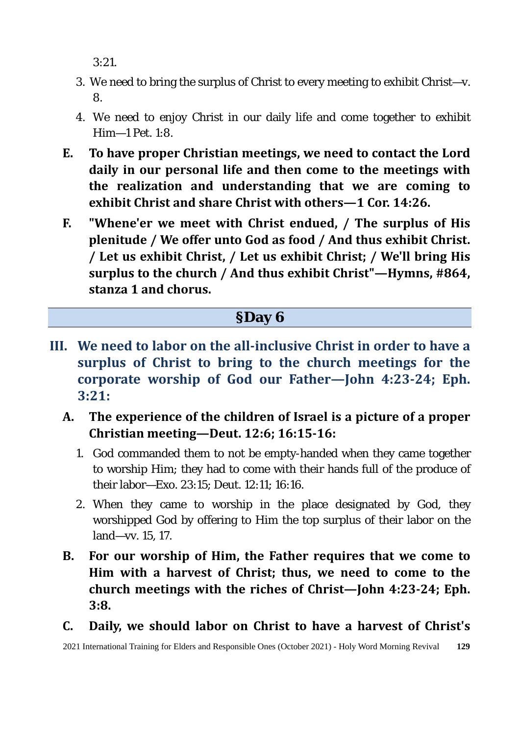3:21.

3. We need to bring the surplus of Christ to every meeting to exhibit Christ—v. 8.
4. We need to enjoy Christ in our daily life and come together to exhibit Him—1 Pet. 1:8.

**E. To have proper Christian meetings, we need to contact the Lord daily in our personal life and then come to the meetings with the realization and understanding that we are coming to exhibit Christ and share Christ with others—1 Cor. 14:26.**

**F. "Whene'er we meet with Christ endued, / The surplus of His plenitude / We offer unto God as food / And thus exhibit Christ. / Let us exhibit Christ, / Let us exhibit Christ; / We'll bring His surplus to the church / And thus exhibit Christ"—Hymns, #864, stanza 1 and chorus.**

## §Day 6

### III. We need to labor on the all-inclusive Christ in order to have a surplus of Christ to bring to the church meetings for the corporate worship of God our Father—John 4:23-24; Eph. 3:21:

**A. The experience of the children of Israel is a picture of a proper Christian meeting—Deut. 12:6; 16:15-16:**

1. God commanded them to not be empty-handed when they came together to worship Him; they had to come with their hands full of the produce of their labor—Exo. 23:15; Deut. 12:11; 16:16.
2. When they came to worship in the place designated by God, they worshipped God by offering to Him the top surplus of their labor on the land—vv. 15, 17.

**B. For our worship of Him, the Father requires that we come to Him with a harvest of Christ; thus, we need to come to the church meetings with the riches of Christ—John 4:23-24; Eph. 3:8.**

**C. Daily, we should labor on Christ to have a harvest of Christ's**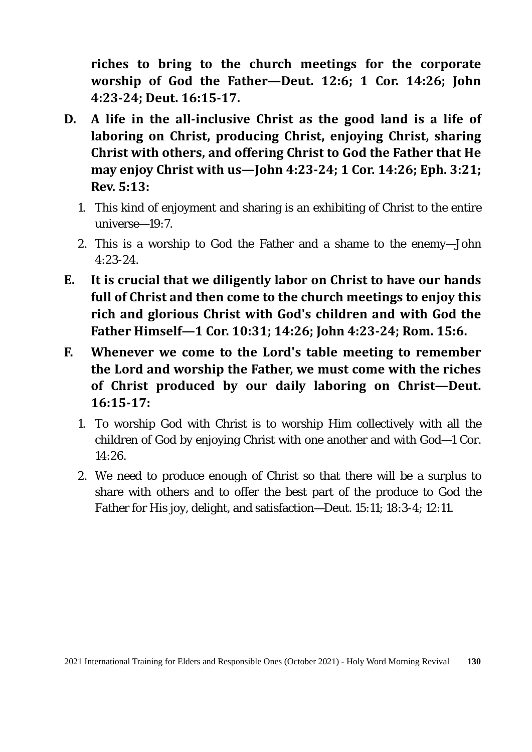**riches to bring to the church meetings for the corporate worship of God the Father—Deut. 12:6; 1 Cor. 14:26; John 4:23-24; Deut. 16:15-17.**

**D. A life in the all-inclusive Christ as the good land is a life of laboring on Christ, producing Christ, enjoying Christ, sharing Christ with others, and offering Christ to God the Father that He may enjoy Christ with us—John 4:23-24; 1 Cor. 14:26; Eph. 3:21; Rev. 5:13:**

1. This kind of enjoyment and sharing is an exhibiting of Christ to the entire universe—19:7.
2. This is a worship to God the Father and a shame to the enemy—John 4:23-24.

**E. It is crucial that we diligently labor on Christ to have our hands full of Christ and then come to the church meetings to enjoy this rich and glorious Christ with God's children and with God the Father Himself—1 Cor. 10:31; 14:26; John 4:23-24; Rom. 15:6.**

**F. Whenever we come to the Lord's table meeting to remember the Lord and worship the Father, we must come with the riches of Christ produced by our daily laboring on Christ—Deut. 16:15-17:**

1. To worship God with Christ is to worship Him collectively with all the children of God by enjoying Christ with one another and with God—1 Cor. 14:26.
2. We need to produce enough of Christ so that there will be a surplus to share with others and to offer the best part of the produce to God the Father for His joy, delight, and satisfaction—Deut. 15:11; 18:3-4; 12:11.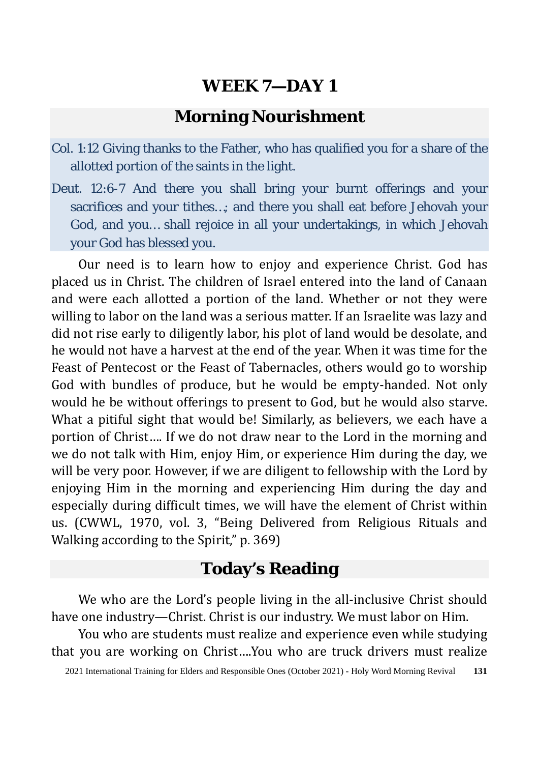# WEEK 7—DAY 1

## Morning Nourishment

Col. 1:12 Giving thanks to the Father, who has qualified you for a share of the allotted portion of the saints in the light.

Deut. 12:6-7 And there you shall bring your burnt offerings and your sacrifices and your tithes…; and there you shall eat before Jehovah your God, and you… shall rejoice in all your undertakings, in which Jehovah your God has blessed you.

Our need is to learn how to enjoy and experience Christ. God has placed us in Christ. The children of Israel entered into the land of Canaan and were each allotted a portion of the land. Whether or not they were willing to labor on the land was a serious matter. If an Israelite was lazy and did not rise early to diligently labor, his plot of land would be desolate, and he would not have a harvest at the end of the year. When it was time for the Feast of Pentecost or the Feast of Tabernacles, others would go to worship God with bundles of produce, but he would be empty-handed. Not only would he be without offerings to present to God, but he would also starve. What a pitiful sight that would be! Similarly, as believers, we each have a portion of Christ…. If we do not draw near to the Lord in the morning and we do not talk with Him, enjoy Him, or experience Him during the day, we will be very poor. However, if we are diligent to fellowship with the Lord by enjoying Him in the morning and experiencing Him during the day and especially during difficult times, we will have the element of Christ within us. (CWWL, 1970, vol. 3, “Being Delivered from Religious Rituals and Walking according to the Spirit,” p. 369)

## Today’s Reading

We who are the Lord’s people living in the all-inclusive Christ should have one industry—Christ. Christ is our industry. We must labor on Him.

You who are students must realize and experience even while studying that you are working on Christ….You who are truck drivers must realize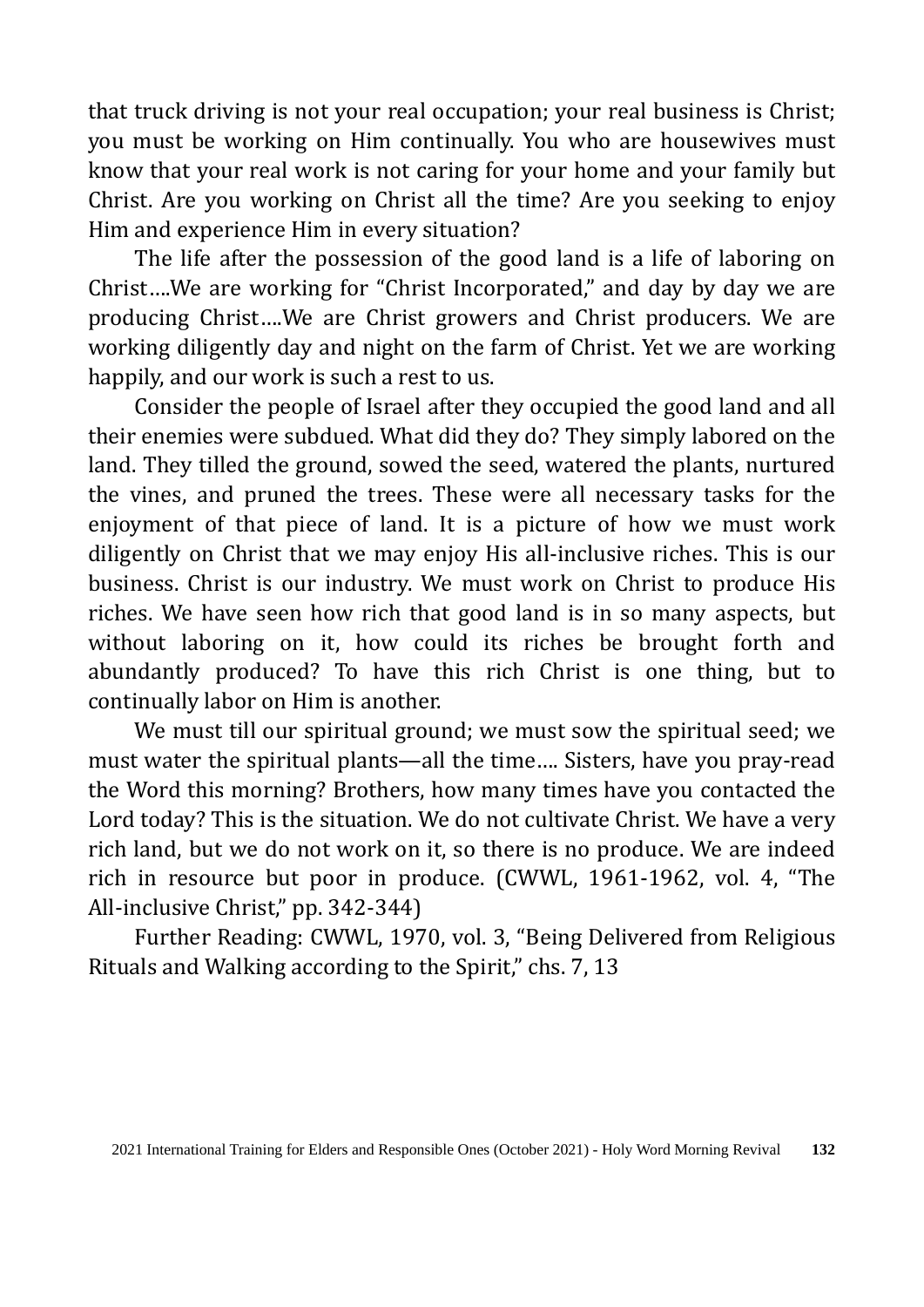that truck driving is not your real occupation; your real business is Christ; you must be working on Him continually. You who are housewives must know that your real work is not caring for your home and your family but Christ. Are you working on Christ all the time? Are you seeking to enjoy Him and experience Him in every situation?

The life after the possession of the good land is a life of laboring on Christ….We are working for "Christ Incorporated," and day by day we are producing Christ….We are Christ growers and Christ producers. We are working diligently day and night on the farm of Christ. Yet we are working happily, and our work is such a rest to us.

Consider the people of Israel after they occupied the good land and all their enemies were subdued. What did they do? They simply labored on the land. They tilled the ground, sowed the seed, watered the plants, nurtured the vines, and pruned the trees. These were all necessary tasks for the enjoyment of that piece of land. It is a picture of how we must work diligently on Christ that we may enjoy His all-inclusive riches. This is our business. Christ is our industry. We must work on Christ to produce His riches. We have seen how rich that good land is in so many aspects, but without laboring on it, how could its riches be brought forth and abundantly produced? To have this rich Christ is one thing, but to continually labor on Him is another.

We must till our spiritual ground; we must sow the spiritual seed; we must water the spiritual plants—all the time…. Sisters, have you pray-read the Word this morning? Brothers, how many times have you contacted the Lord today? This is the situation. We do not cultivate Christ. We have a very rich land, but we do not work on it, so there is no produce. We are indeed rich in resource but poor in produce. (CWWL, 1961-1962, vol. 4, "The All-inclusive Christ," pp. 342-344)

Further Reading: CWWL, 1970, vol. 3, "Being Delivered from Religious Rituals and Walking according to the Spirit," chs. 7, 13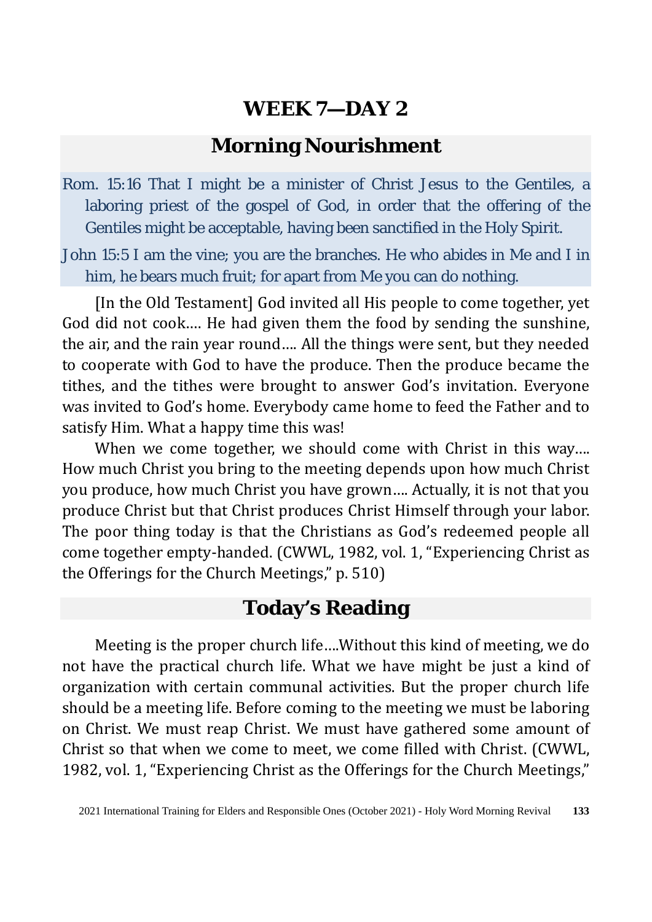## WEEK 7—DAY 2

## Morning Nourishment

Rom. 15:16 That I might be a minister of Christ Jesus to the Gentiles, a laboring priest of the gospel of God, in order that the offering of the Gentiles might be acceptable, having been sanctified in the Holy Spirit.

John 15:5 I am the vine; you are the branches. He who abides in Me and I in him, he bears much fruit; for apart from Me you can do nothing.

[In the Old Testament] God invited all His people to come together, yet God did not cook…. He had given them the food by sending the sunshine, the air, and the rain year round…. All the things were sent, but they needed to cooperate with God to have the produce. Then the produce became the tithes, and the tithes were brought to answer God's invitation. Everyone was invited to God's home. Everybody came home to feed the Father and to satisfy Him. What a happy time this was!

When we come together, we should come with Christ in this way…. How much Christ you bring to the meeting depends upon how much Christ you produce, how much Christ you have grown…. Actually, it is not that you produce Christ but that Christ produces Christ Himself through your labor. The poor thing today is that the Christians as God's redeemed people all come together empty-handed. (CWWL, 1982, vol. 1, "Experiencing Christ as the Offerings for the Church Meetings," p. 510)

## Today's Reading

Meeting is the proper church life….Without this kind of meeting, we do not have the practical church life. What we have might be just a kind of organization with certain communal activities. But the proper church life should be a meeting life. Before coming to the meeting we must be laboring on Christ. We must reap Christ. We must have gathered some amount of Christ so that when we come to meet, we come filled with Christ. (CWWL, 1982, vol. 1, "Experiencing Christ as the Offerings for the Church Meetings,"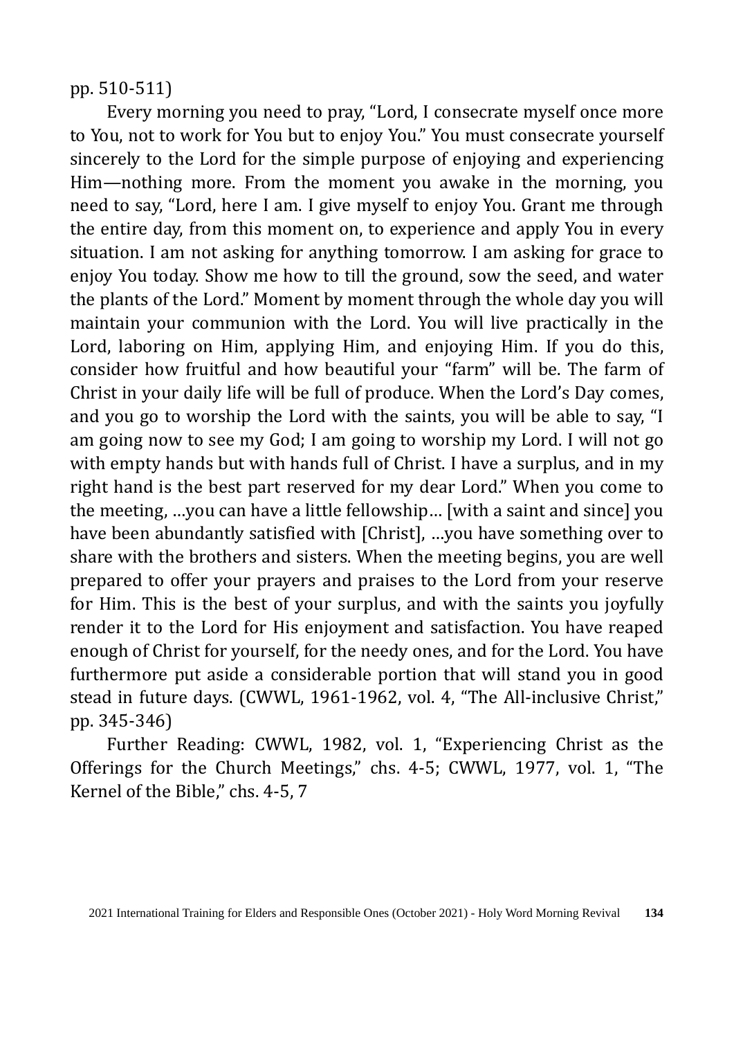pp. 510-511)

Every morning you need to pray, "Lord, I consecrate myself once more to You, not to work for You but to enjoy You." You must consecrate yourself sincerely to the Lord for the simple purpose of enjoying and experiencing Him—nothing more. From the moment you awake in the morning, you need to say, "Lord, here I am. I give myself to enjoy You. Grant me through the entire day, from this moment on, to experience and apply You in every situation. I am not asking for anything tomorrow. I am asking for grace to enjoy You today. Show me how to till the ground, sow the seed, and water the plants of the Lord." Moment by moment through the whole day you will maintain your communion with the Lord. You will live practically in the Lord, laboring on Him, applying Him, and enjoying Him. If you do this, consider how fruitful and how beautiful your "farm" will be. The farm of Christ in your daily life will be full of produce. When the Lord's Day comes, and you go to worship the Lord with the saints, you will be able to say, "I am going now to see my God; I am going to worship my Lord. I will not go with empty hands but with hands full of Christ. I have a surplus, and in my right hand is the best part reserved for my dear Lord." When you come to the meeting, …you can have a little fellowship… [with a saint and since] you have been abundantly satisfied with [Christ], …you have something over to share with the brothers and sisters. When the meeting begins, you are well prepared to offer your prayers and praises to the Lord from your reserve for Him. This is the best of your surplus, and with the saints you joyfully render it to the Lord for His enjoyment and satisfaction. You have reaped enough of Christ for yourself, for the needy ones, and for the Lord. You have furthermore put aside a considerable portion that will stand you in good stead in future days. (CWWL, 1961-1962, vol. 4, "The All-inclusive Christ," pp. 345-346)

Further Reading: CWWL, 1982, vol. 1, "Experiencing Christ as the Offerings for the Church Meetings," chs. 4-5; CWWL, 1977, vol. 1, "The Kernel of the Bible," chs. 4-5, 7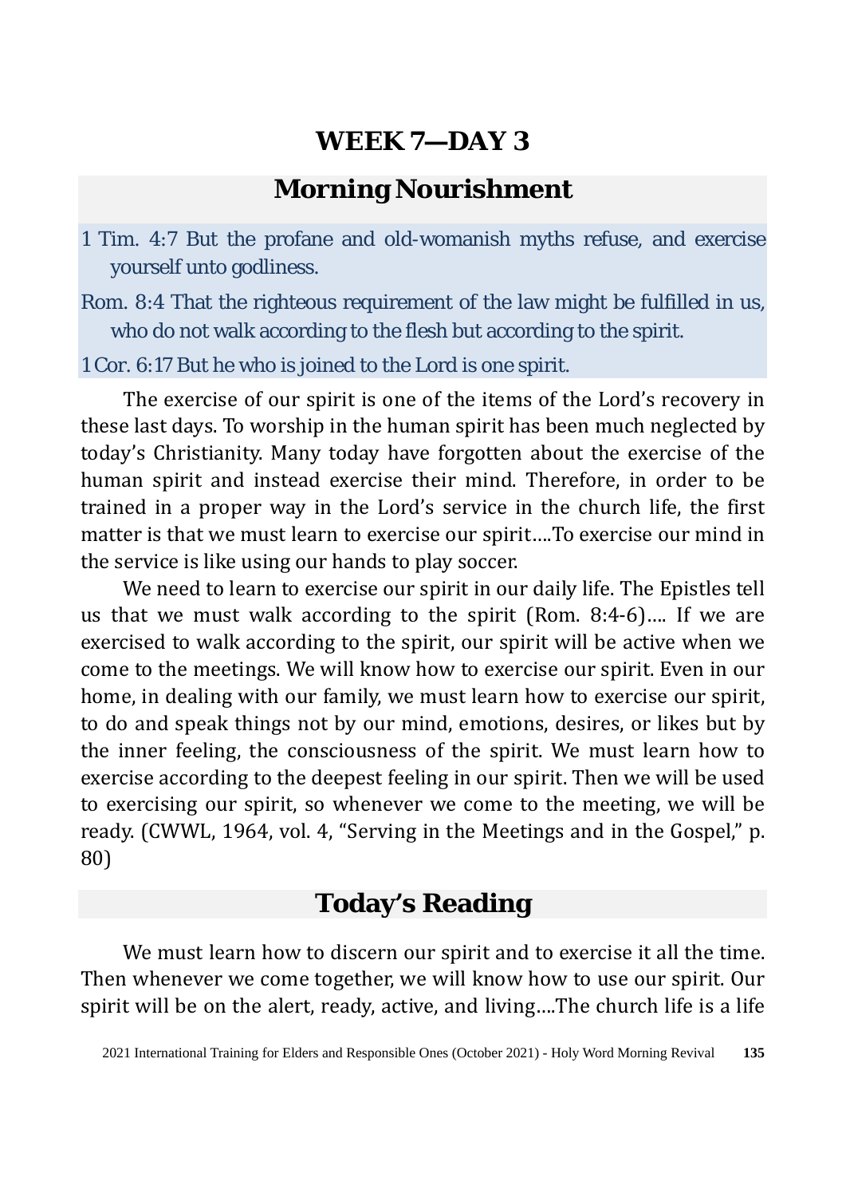# WEEK 7—DAY 3

## Morning Nourishment

1 Tim. 4:7 But the profane and old-womanish myths refuse, and exercise yourself unto godliness.

Rom. 8:4 That the righteous requirement of the law might be fulfilled in us, who do not walk according to the flesh but according to the spirit.

1 Cor. 6:17 But he who is joined to the Lord is one spirit.

The exercise of our spirit is one of the items of the Lord's recovery in these last days. To worship in the human spirit has been much neglected by today's Christianity. Many today have forgotten about the exercise of the human spirit and instead exercise their mind. Therefore, in order to be trained in a proper way in the Lord's service in the church life, the first matter is that we must learn to exercise our spirit....To exercise our mind in the service is like using our hands to play soccer.

We need to learn to exercise our spirit in our daily life. The Epistles tell us that we must walk according to the spirit (Rom. 8:4-6).... If we are exercised to walk according to the spirit, our spirit will be active when we come to the meetings. We will know how to exercise our spirit. Even in our home, in dealing with our family, we must learn how to exercise our spirit, to do and speak things not by our mind, emotions, desires, or likes but by the inner feeling, the consciousness of the spirit. We must learn how to exercise according to the deepest feeling in our spirit. Then we will be used to exercising our spirit, so whenever we come to the meeting, we will be ready. (CWWL, 1964, vol. 4, "Serving in the Meetings and in the Gospel," p. 80)

## Today's Reading

We must learn how to discern our spirit and to exercise it all the time. Then whenever we come together, we will know how to use our spirit. Our spirit will be on the alert, ready, active, and living....The church life is a life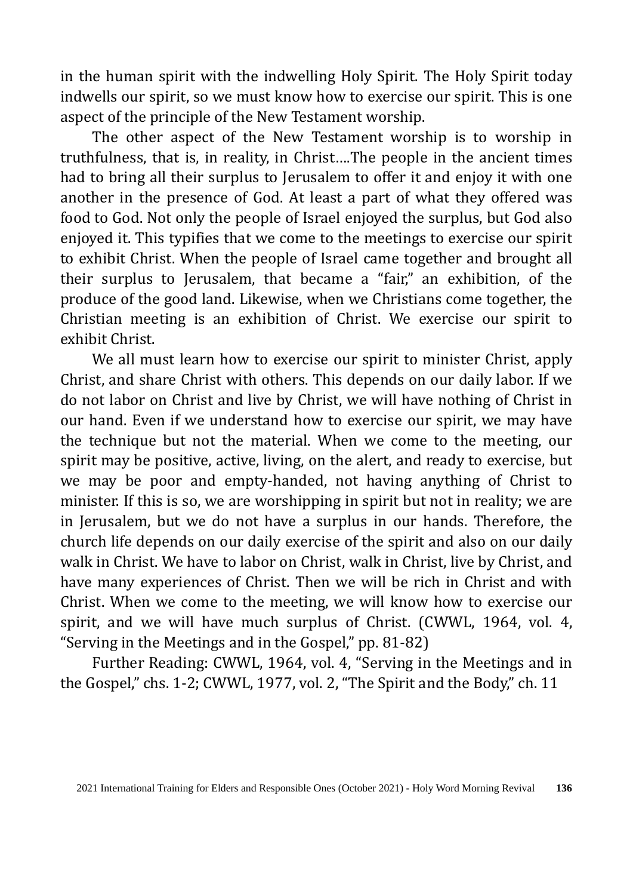in the human spirit with the indwelling Holy Spirit. The Holy Spirit today indwells our spirit, so we must know how to exercise our spirit. This is one aspect of the principle of the New Testament worship.

The other aspect of the New Testament worship is to worship in truthfulness, that is, in reality, in Christ….The people in the ancient times had to bring all their surplus to Jerusalem to offer it and enjoy it with one another in the presence of God. At least a part of what they offered was food to God. Not only the people of Israel enjoyed the surplus, but God also enjoyed it. This typifies that we come to the meetings to exercise our spirit to exhibit Christ. When the people of Israel came together and brought all their surplus to Jerusalem, that became a "fair," an exhibition, of the produce of the good land. Likewise, when we Christians come together, the Christian meeting is an exhibition of Christ. We exercise our spirit to exhibit Christ.

We all must learn how to exercise our spirit to minister Christ, apply Christ, and share Christ with others. This depends on our daily labor. If we do not labor on Christ and live by Christ, we will have nothing of Christ in our hand. Even if we understand how to exercise our spirit, we may have the technique but not the material. When we come to the meeting, our spirit may be positive, active, living, on the alert, and ready to exercise, but we may be poor and empty-handed, not having anything of Christ to minister. If this is so, we are worshipping in spirit but not in reality; we are in Jerusalem, but we do not have a surplus in our hands. Therefore, the church life depends on our daily exercise of the spirit and also on our daily walk in Christ. We have to labor on Christ, walk in Christ, live by Christ, and have many experiences of Christ. Then we will be rich in Christ and with Christ. When we come to the meeting, we will know how to exercise our spirit, and we will have much surplus of Christ. (CWWL, 1964, vol. 4, "Serving in the Meetings and in the Gospel," pp. 81-82)

Further Reading: CWWL, 1964, vol. 4, "Serving in the Meetings and in the Gospel," chs. 1-2; CWWL, 1977, vol. 2, "The Spirit and the Body," ch. 11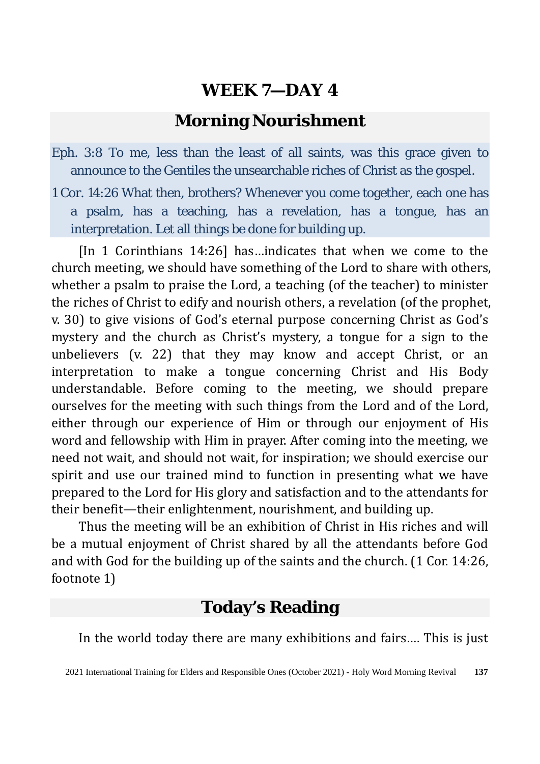# WEEK 7—DAY 4

## Morning Nourishment

Eph. 3:8 To me, less than the least of all saints, was this grace given to announce to the Gentiles the unsearchable riches of Christ as the gospel.

1 Cor. 14:26 What then, brothers? Whenever you come together, each one has a psalm, has a teaching, has a revelation, has a tongue, has an interpretation. Let all things be done for building up.

[In 1 Corinthians 14:26] has…indicates that when we come to the church meeting, we should have something of the Lord to share with others, whether a psalm to praise the Lord, a teaching (of the teacher) to minister the riches of Christ to edify and nourish others, a revelation (of the prophet, v. 30) to give visions of God's eternal purpose concerning Christ as God's mystery and the church as Christ's mystery, a tongue for a sign to the unbelievers (v. 22) that they may know and accept Christ, or an interpretation to make a tongue concerning Christ and His Body understandable. Before coming to the meeting, we should prepare ourselves for the meeting with such things from the Lord and of the Lord, either through our experience of Him or through our enjoyment of His word and fellowship with Him in prayer. After coming into the meeting, we need not wait, and should not wait, for inspiration; we should exercise our spirit and use our trained mind to function in presenting what we have prepared to the Lord for His glory and satisfaction and to the attendants for their benefit—their enlightenment, nourishment, and building up.

Thus the meeting will be an exhibition of Christ in His riches and will be a mutual enjoyment of Christ shared by all the attendants before God and with God for the building up of the saints and the church. (1 Cor. 14:26, footnote 1)

## Today's Reading

In the world today there are many exhibitions and fairs…. This is just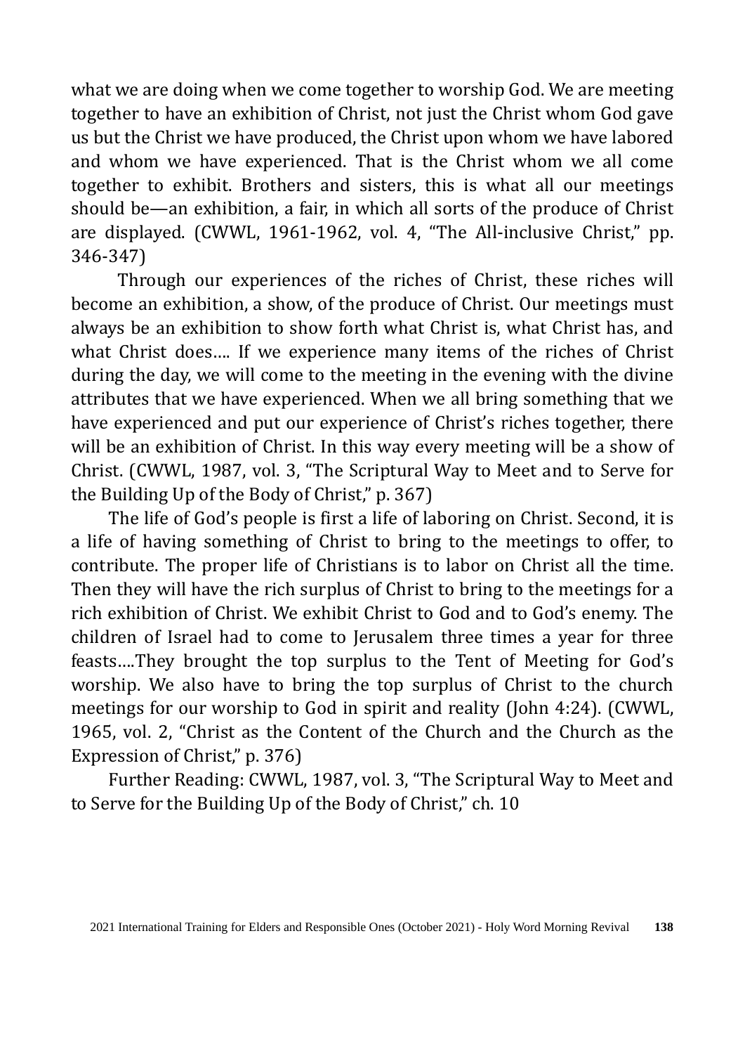what we are doing when we come together to worship God. We are meeting together to have an exhibition of Christ, not just the Christ whom God gave us but the Christ we have produced, the Christ upon whom we have labored and whom we have experienced. That is the Christ whom we all come together to exhibit. Brothers and sisters, this is what all our meetings should be—an exhibition, a fair, in which all sorts of the produce of Christ are displayed. (CWWL, 1961-1962, vol. 4, "The All-inclusive Christ," pp. 346-347)

Through our experiences of the riches of Christ, these riches will become an exhibition, a show, of the produce of Christ. Our meetings must always be an exhibition to show forth what Christ is, what Christ has, and what Christ does…. If we experience many items of the riches of Christ during the day, we will come to the meeting in the evening with the divine attributes that we have experienced. When we all bring something that we have experienced and put our experience of Christ's riches together, there will be an exhibition of Christ. In this way every meeting will be a show of Christ. (CWWL, 1987, vol. 3, "The Scriptural Way to Meet and to Serve for the Building Up of the Body of Christ," p. 367)

The life of God's people is first a life of laboring on Christ. Second, it is a life of having something of Christ to bring to the meetings to offer, to contribute. The proper life of Christians is to labor on Christ all the time. Then they will have the rich surplus of Christ to bring to the meetings for a rich exhibition of Christ. We exhibit Christ to God and to God's enemy. The children of Israel had to come to Jerusalem three times a year for three feasts….They brought the top surplus to the Tent of Meeting for God's worship. We also have to bring the top surplus of Christ to the church meetings for our worship to God in spirit and reality (John 4:24). (CWWL, 1965, vol. 2, "Christ as the Content of the Church and the Church as the Expression of Christ," p. 376)

Further Reading: CWWL, 1987, vol. 3, "The Scriptural Way to Meet and to Serve for the Building Up of the Body of Christ," ch. 10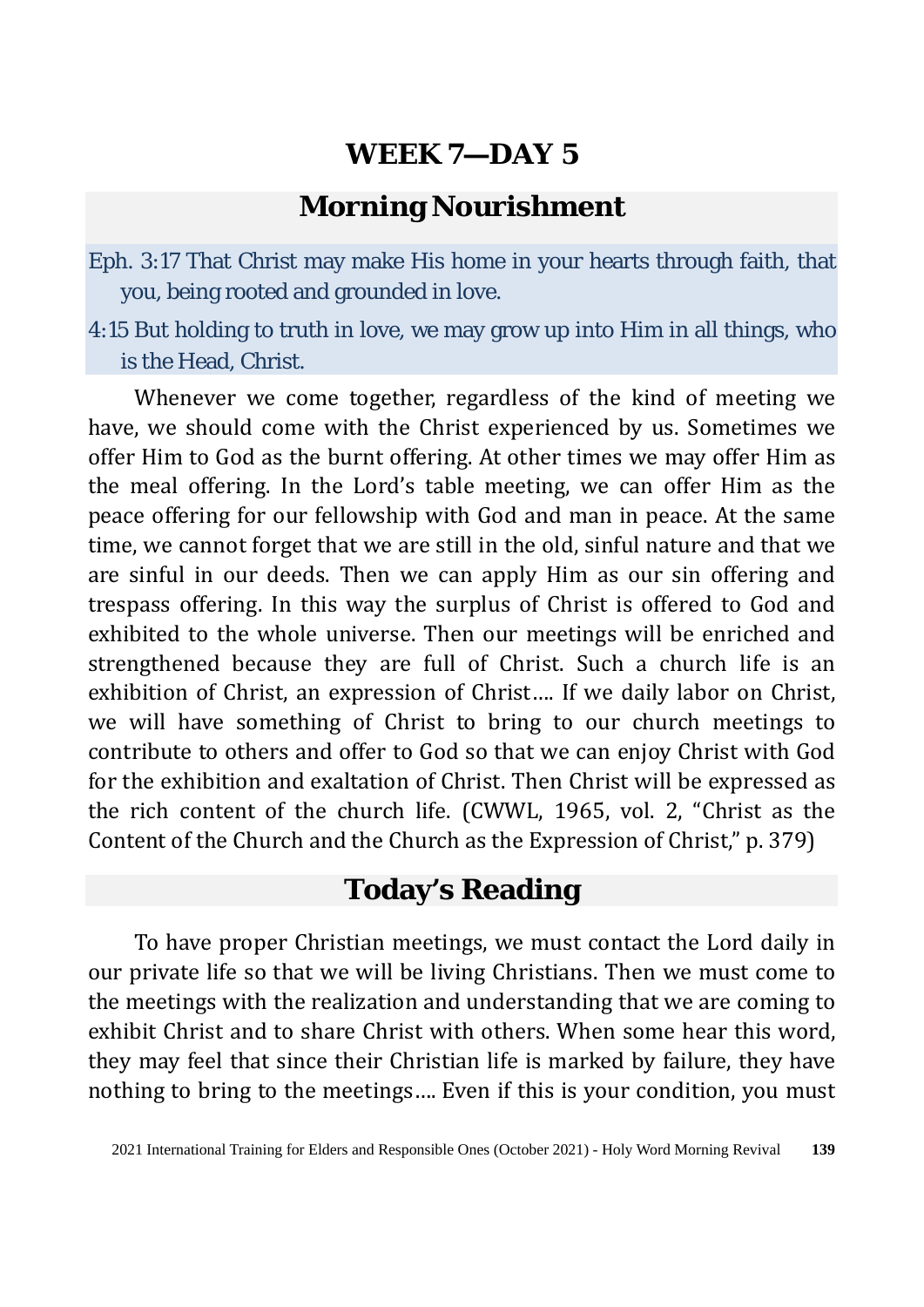# WEEK 7—DAY 5

## Morning Nourishment

Eph. 3:17 That Christ may make His home in your hearts through faith, that you, being rooted and grounded in love.

4:15 But holding to truth in love, we may grow up into Him in all things, who is the Head, Christ.

Whenever we come together, regardless of the kind of meeting we have, we should come with the Christ experienced by us. Sometimes we offer Him to God as the burnt offering. At other times we may offer Him as the meal offering. In the Lord's table meeting, we can offer Him as the peace offering for our fellowship with God and man in peace. At the same time, we cannot forget that we are still in the old, sinful nature and that we are sinful in our deeds. Then we can apply Him as our sin offering and trespass offering. In this way the surplus of Christ is offered to God and exhibited to the whole universe. Then our meetings will be enriched and strengthened because they are full of Christ. Such a church life is an exhibition of Christ, an expression of Christ…. If we daily labor on Christ, we will have something of Christ to bring to our church meetings to contribute to others and offer to God so that we can enjoy Christ with God for the exhibition and exaltation of Christ. Then Christ will be expressed as the rich content of the church life. (CWWL, 1965, vol. 2, "Christ as the Content of the Church and the Church as the Expression of Christ," p. 379)

## Today's Reading

To have proper Christian meetings, we must contact the Lord daily in our private life so that we will be living Christians. Then we must come to the meetings with the realization and understanding that we are coming to exhibit Christ and to share Christ with others. When some hear this word, they may feel that since their Christian life is marked by failure, they have nothing to bring to the meetings…. Even if this is your condition, you must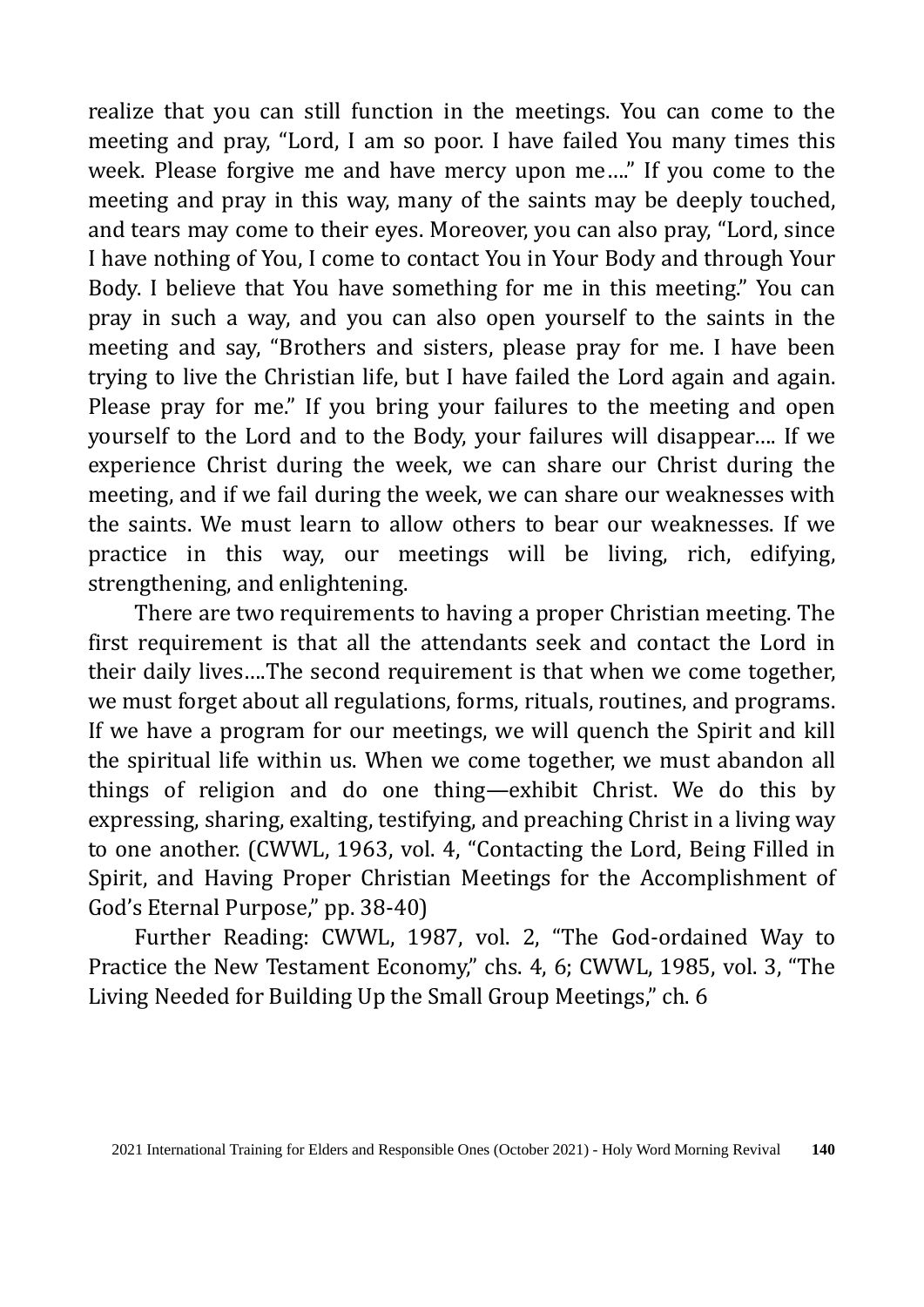realize that you can still function in the meetings. You can come to the meeting and pray, "Lord, I am so poor. I have failed You many times this week. Please forgive me and have mercy upon me…." If you come to the meeting and pray in this way, many of the saints may be deeply touched, and tears may come to their eyes. Moreover, you can also pray, "Lord, since I have nothing of You, I come to contact You in Your Body and through Your Body. I believe that You have something for me in this meeting." You can pray in such a way, and you can also open yourself to the saints in the meeting and say, "Brothers and sisters, please pray for me. I have been trying to live the Christian life, but I have failed the Lord again and again. Please pray for me." If you bring your failures to the meeting and open yourself to the Lord and to the Body, your failures will disappear…. If we experience Christ during the week, we can share our Christ during the meeting, and if we fail during the week, we can share our weaknesses with the saints. We must learn to allow others to bear our weaknesses. If we practice in this way, our meetings will be living, rich, edifying, strengthening, and enlightening.

There are two requirements to having a proper Christian meeting. The first requirement is that all the attendants seek and contact the Lord in their daily lives….The second requirement is that when we come together, we must forget about all regulations, forms, rituals, routines, and programs. If we have a program for our meetings, we will quench the Spirit and kill the spiritual life within us. When we come together, we must abandon all things of religion and do one thing—exhibit Christ. We do this by expressing, sharing, exalting, testifying, and preaching Christ in a living way to one another. (CWWL, 1963, vol. 4, "Contacting the Lord, Being Filled in Spirit, and Having Proper Christian Meetings for the Accomplishment of God's Eternal Purpose," pp. 38-40)

Further Reading: CWWL, 1987, vol. 2, "The God-ordained Way to Practice the New Testament Economy," chs. 4, 6; CWWL, 1985, vol. 3, "The Living Needed for Building Up the Small Group Meetings," ch. 6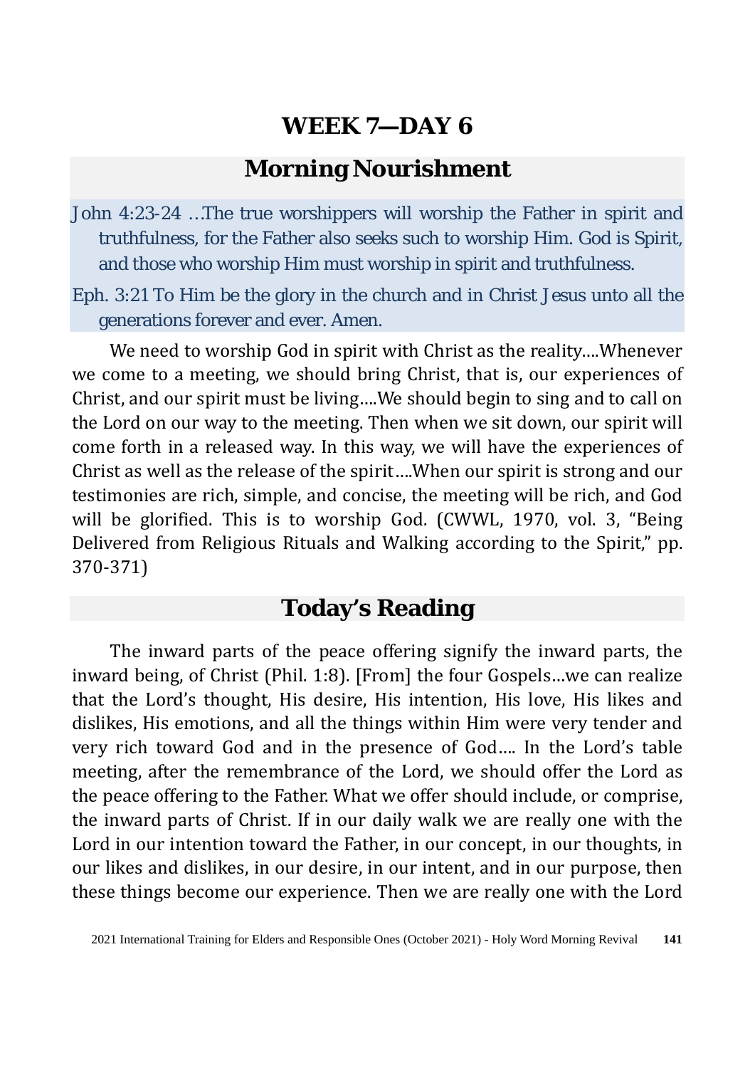# WEEK 7—DAY 6

## Morning Nourishment

John 4:23-24 …The true worshippers will worship the Father in spirit and truthfulness, for the Father also seeks such to worship Him. God is Spirit, and those who worship Him must worship in spirit and truthfulness.

Eph. 3:21 To Him be the glory in the church and in Christ Jesus unto all the generations forever and ever. Amen.

We need to worship God in spirit with Christ as the reality….Whenever we come to a meeting, we should bring Christ, that is, our experiences of Christ, and our spirit must be living….We should begin to sing and to call on the Lord on our way to the meeting. Then when we sit down, our spirit will come forth in a released way. In this way, we will have the experiences of Christ as well as the release of the spirit….When our spirit is strong and our testimonies are rich, simple, and concise, the meeting will be rich, and God will be glorified. This is to worship God. (CWWL, 1970, vol. 3, "Being Delivered from Religious Rituals and Walking according to the Spirit," pp. 370-371)

## Today's Reading

The inward parts of the peace offering signify the inward parts, the inward being, of Christ (Phil. 1:8). [From] the four Gospels…we can realize that the Lord's thought, His desire, His intention, His love, His likes and dislikes, His emotions, and all the things within Him were very tender and very rich toward God and in the presence of God…. In the Lord's table meeting, after the remembrance of the Lord, we should offer the Lord as the peace offering to the Father. What we offer should include, or comprise, the inward parts of Christ. If in our daily walk we are really one with the Lord in our intention toward the Father, in our concept, in our thoughts, in our likes and dislikes, in our desire, in our intent, and in our purpose, then these things become our experience. Then we are really one with the Lord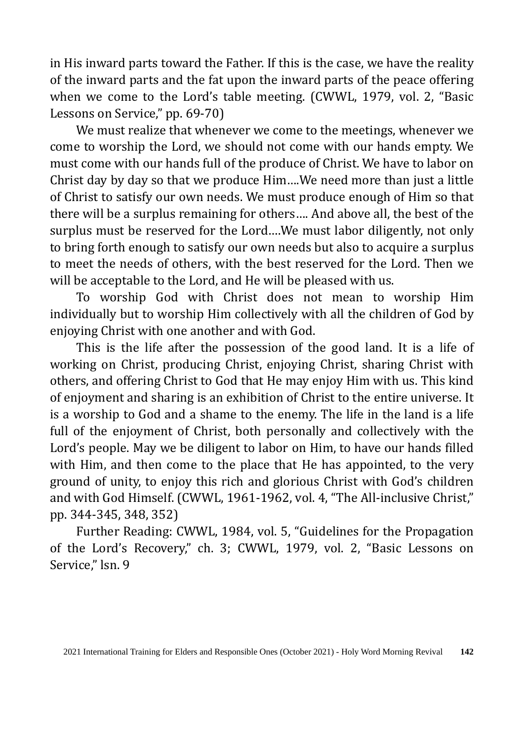in His inward parts toward the Father. If this is the case, we have the reality of the inward parts and the fat upon the inward parts of the peace offering when we come to the Lord's table meeting. (CWWL, 1979, vol. 2, "Basic Lessons on Service," pp. 69-70)

We must realize that whenever we come to the meetings, whenever we come to worship the Lord, we should not come with our hands empty. We must come with our hands full of the produce of Christ. We have to labor on Christ day by day so that we produce Him....We need more than just a little of Christ to satisfy our own needs. We must produce enough of Him so that there will be a surplus remaining for others.... And above all, the best of the surplus must be reserved for the Lord....We must labor diligently, not only to bring forth enough to satisfy our own needs but also to acquire a surplus to meet the needs of others, with the best reserved for the Lord. Then we will be acceptable to the Lord, and He will be pleased with us.

To worship God with Christ does not mean to worship Him individually but to worship Him collectively with all the children of God by enjoying Christ with one another and with God.

This is the life after the possession of the good land. It is a life of working on Christ, producing Christ, enjoying Christ, sharing Christ with others, and offering Christ to God that He may enjoy Him with us. This kind of enjoyment and sharing is an exhibition of Christ to the entire universe. It is a worship to God and a shame to the enemy. The life in the land is a life full of the enjoyment of Christ, both personally and collectively with the Lord's people. May we be diligent to labor on Him, to have our hands filled with Him, and then come to the place that He has appointed, to the very ground of unity, to enjoy this rich and glorious Christ with God's children and with God Himself. (CWWL, 1961-1962, vol. 4, "The All-inclusive Christ," pp. 344-345, 348, 352)

Further Reading: CWWL, 1984, vol. 5, "Guidelines for the Propagation of the Lord's Recovery," ch. 3; CWWL, 1979, vol. 2, "Basic Lessons on Service," lsn. 9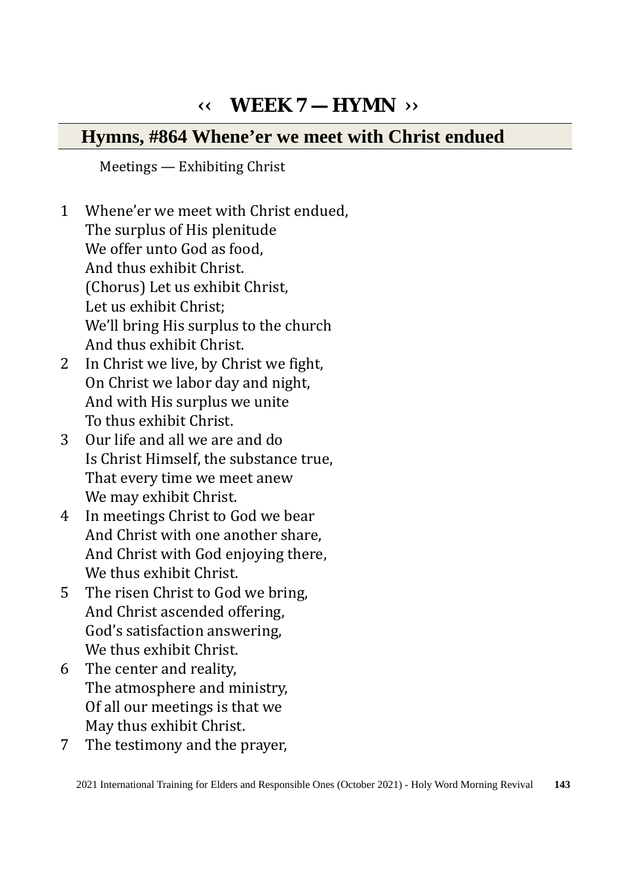# ‹‹ WEEK 7 — HYMN ››

## Hymns, #864 Whene'er we meet with Christ endued

Meetings — Exhibiting Christ

1. Whene'er we meet with Christ endued,
   The surplus of His plenitude
   We offer unto God as food,
   And thus exhibit Christ.
   (Chorus) Let us exhibit Christ,
   Let us exhibit Christ;
   We'll bring His surplus to the church
   And thus exhibit Christ.
2. In Christ we live, by Christ we fight,
   On Christ we labor day and night,
   And with His surplus we unite
   To thus exhibit Christ.
3. Our life and all we are and do
   Is Christ Himself, the substance true,
   That every time we meet anew
   We may exhibit Christ.
4. In meetings Christ to God we bear
   And Christ with one another share,
   And Christ with God enjoying there,
   We thus exhibit Christ.
5. The risen Christ to God we bring,
   And Christ ascended offering,
   God's satisfaction answering,
   We thus exhibit Christ.
6. The center and reality,
   The atmosphere and ministry,
   Of all our meetings is that we
   May thus exhibit Christ.
7. The testimony and the prayer,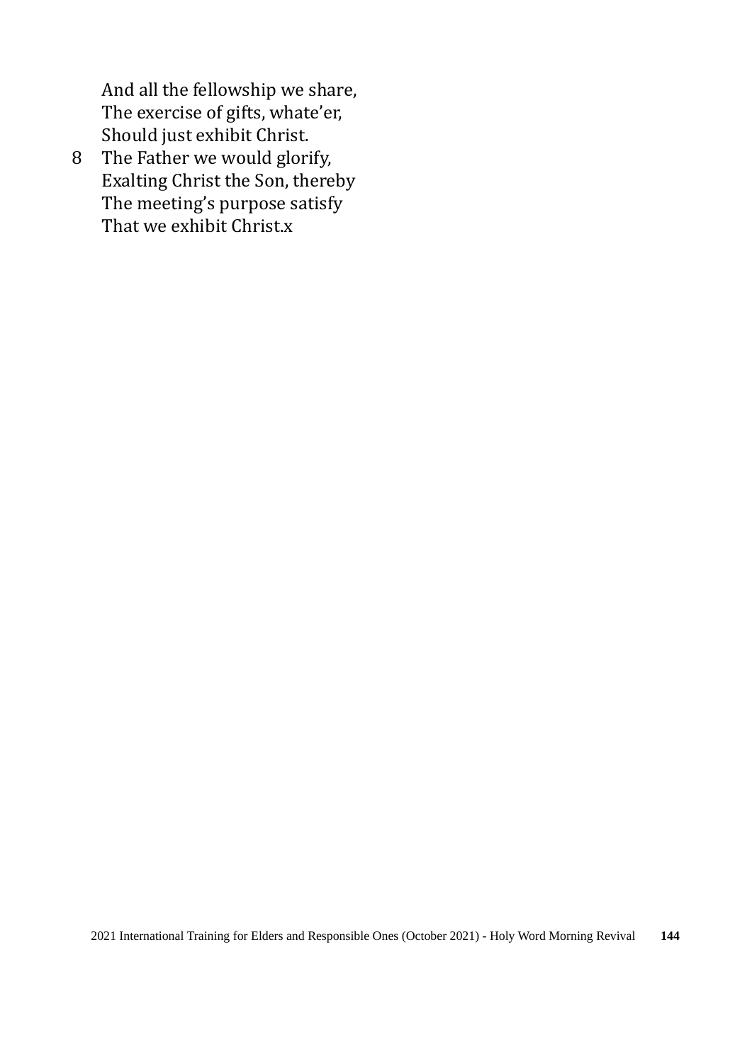And all the fellowship we share,
The exercise of gifts, whate'er,
Should just exhibit Christ.

8 The Father we would glorify,
Exalting Christ the Son, thereby
The meeting's purpose satisfy
That we exhibit Christ.x